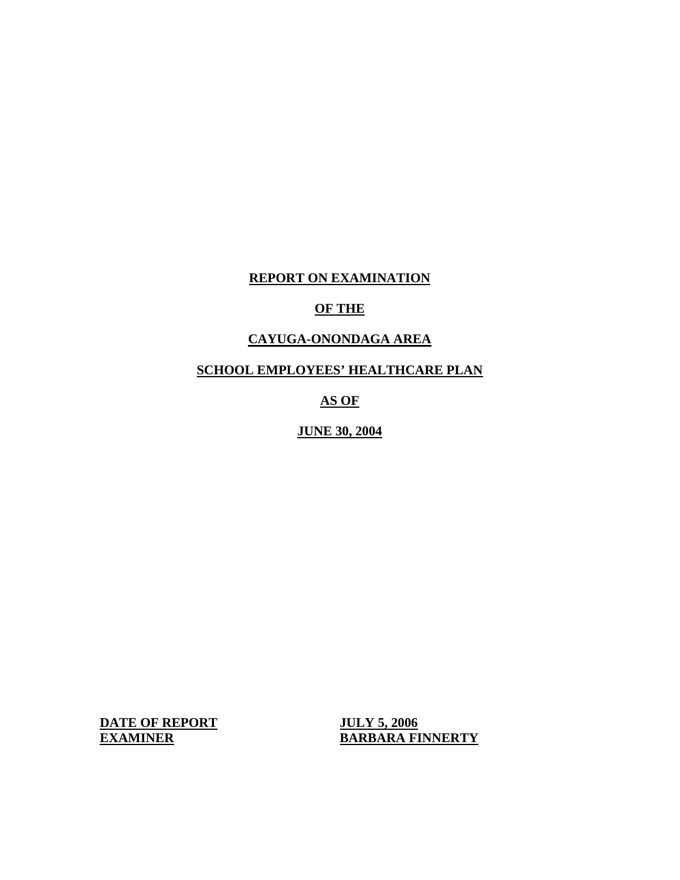# REPORT ON EXAMINATION

# OF THE

# CAYUGA-ONONDAGA AREA

# SCHOOL EMPLOYEES' HEALTHCARE PLAN

# AS OF

# JUNE 30, 2004

**DATE OF REPORT** **JULY 5, 2006**

**EXAMINER** **BARBARA FINNERTY**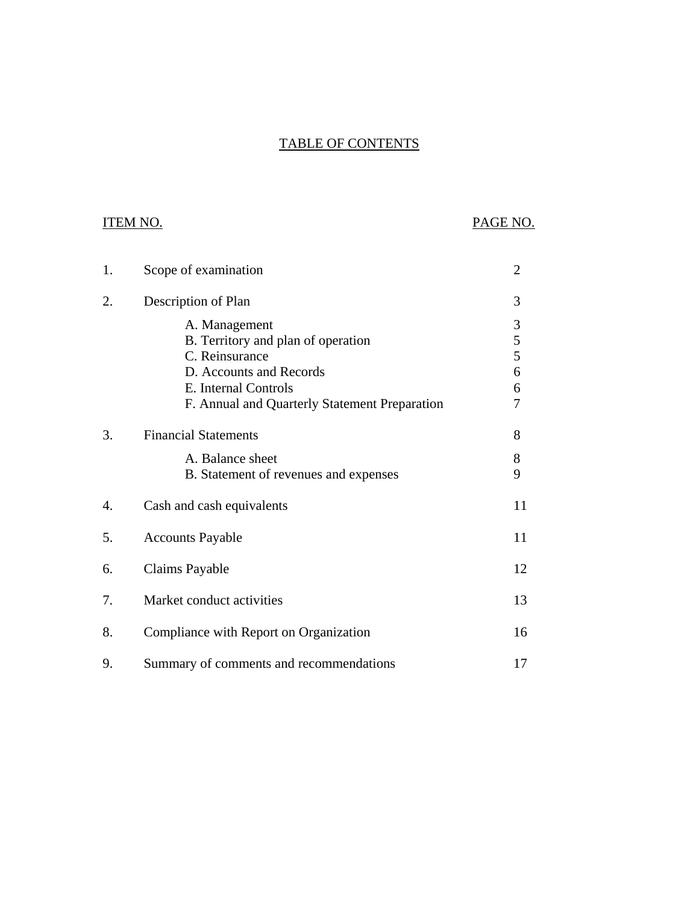# TABLE OF CONTENTS

| ITEM NO. | | PAGE NO. |
|---|---|---|
| 1. | Scope of examination | 2 |
| 2. | Description of Plan | 3 |
| | A. Management | 3 |
| | B. Territory and plan of operation | 5 |
| | C. Reinsurance | 5 |
| | D. Accounts and Records | 6 |
| | E. Internal Controls | 6 |
| | F. Annual and Quarterly Statement Preparation | 7 |
| 3. | Financial Statements | 8 |
| | A. Balance sheet | 8 |
| | B. Statement of revenues and expenses | 9 |
| 4. | Cash and cash equivalents | 11 |
| 5. | Accounts Payable | 11 |
| 6. | Claims Payable | 12 |
| 7. | Market conduct activities | 13 |
| 8. | Compliance with Report on Organization | 16 |
| 9. | Summary of comments and recommendations | 17 |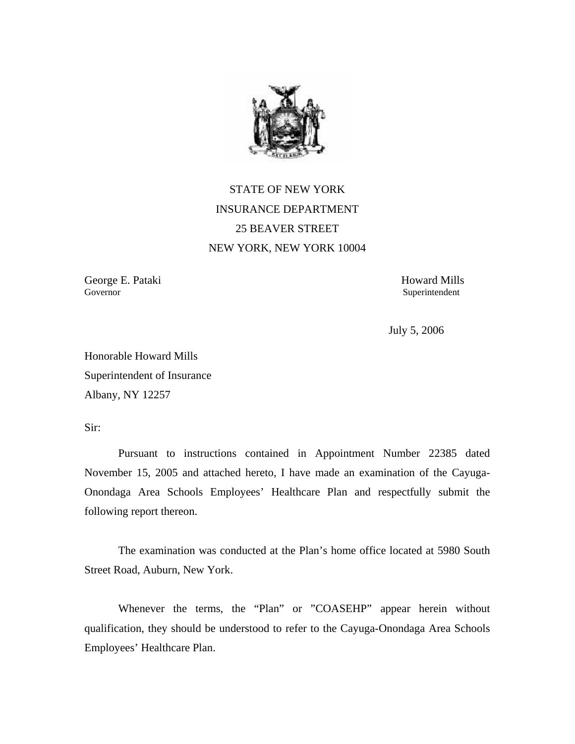STATE OF NEW YORK

INSURANCE DEPARTMENT

25 BEAVER STREET

NEW YORK, NEW YORK 10004

George E. Pataki
Governor

Howard Mills
Superintendent

July 5, 2006

Honorable Howard Mills
Superintendent of Insurance
Albany, NY 12257

Sir:

Pursuant to instructions contained in Appointment Number 22385 dated November 15, 2005 and attached hereto, I have made an examination of the Cayuga-Onondaga Area Schools Employees' Healthcare Plan and respectfully submit the following report thereon.

The examination was conducted at the Plan's home office located at 5980 South Street Road, Auburn, New York.

Whenever the terms, the "Plan" or "COASEHP" appear herein without qualification, they should be understood to refer to the Cayuga-Onondaga Area Schools Employees' Healthcare Plan.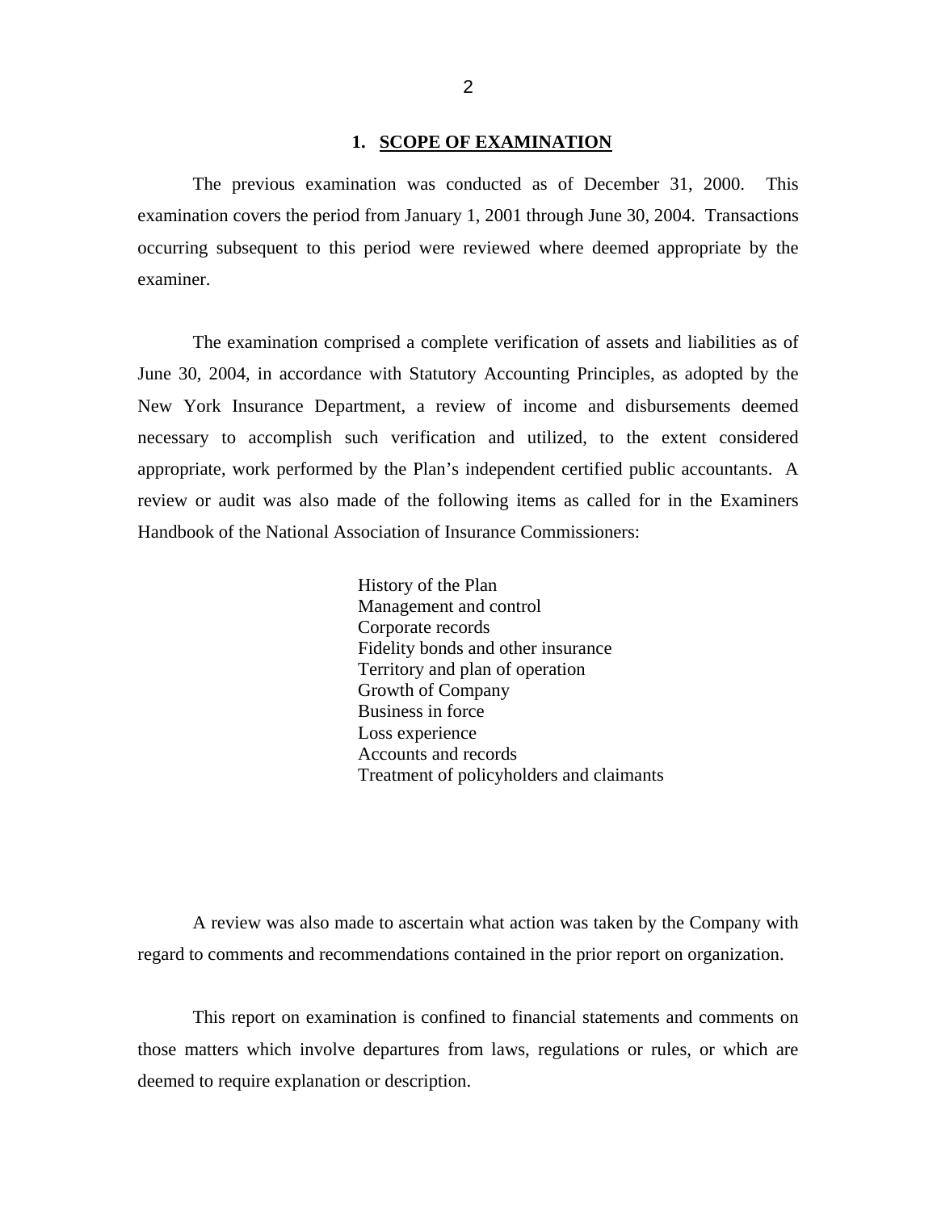## 1. SCOPE OF EXAMINATION

The previous examination was conducted as of December 31, 2000. This examination covers the period from January 1, 2001 through June 30, 2004. Transactions occurring subsequent to this period were reviewed where deemed appropriate by the examiner.

The examination comprised a complete verification of assets and liabilities as of June 30, 2004, in accordance with Statutory Accounting Principles, as adopted by the New York Insurance Department, a review of income and disbursements deemed necessary to accomplish such verification and utilized, to the extent considered appropriate, work performed by the Plan's independent certified public accountants. A review or audit was also made of the following items as called for in the Examiners Handbook of the National Association of Insurance Commissioners:

- History of the Plan
- Management and control
- Corporate records
- Fidelity bonds and other insurance
- Territory and plan of operation
- Growth of Company
- Business in force
- Loss experience
- Accounts and records
- Treatment of policyholders and claimants

A review was also made to ascertain what action was taken by the Company with regard to comments and recommendations contained in the prior report on organization.

This report on examination is confined to financial statements and comments on those matters which involve departures from laws, regulations or rules, or which are deemed to require explanation or description.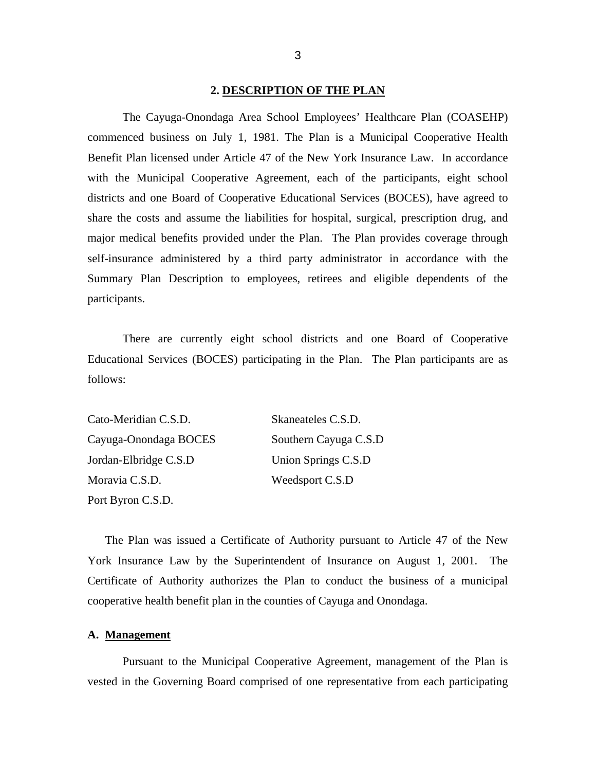## 2. DESCRIPTION OF THE PLAN

The Cayuga-Onondaga Area School Employees' Healthcare Plan (COASEHP) commenced business on July 1, 1981. The Plan is a Municipal Cooperative Health Benefit Plan licensed under Article 47 of the New York Insurance Law. In accordance with the Municipal Cooperative Agreement, each of the participants, eight school districts and one Board of Cooperative Educational Services (BOCES), have agreed to share the costs and assume the liabilities for hospital, surgical, prescription drug, and major medical benefits provided under the Plan. The Plan provides coverage through self-insurance administered by a third party administrator in accordance with the Summary Plan Description to employees, retirees and eligible dependents of the participants.

There are currently eight school districts and one Board of Cooperative Educational Services (BOCES) participating in the Plan. The Plan participants are as follows:

Cato-Meridian C.S.D.
Cayuga-Onondaga BOCES
Jordan-Elbridge C.S.D
Moravia C.S.D.
Port Byron C.S.D.
Skaneateles C.S.D.
Southern Cayuga C.S.D
Union Springs C.S.D
Weedsport C.S.D

The Plan was issued a Certificate of Authority pursuant to Article 47 of the New York Insurance Law by the Superintendent of Insurance on August 1, 2001. The Certificate of Authority authorizes the Plan to conduct the business of a municipal cooperative health benefit plan in the counties of Cayuga and Onondaga.

### A. Management

Pursuant to the Municipal Cooperative Agreement, management of the Plan is vested in the Governing Board comprised of one representative from each participating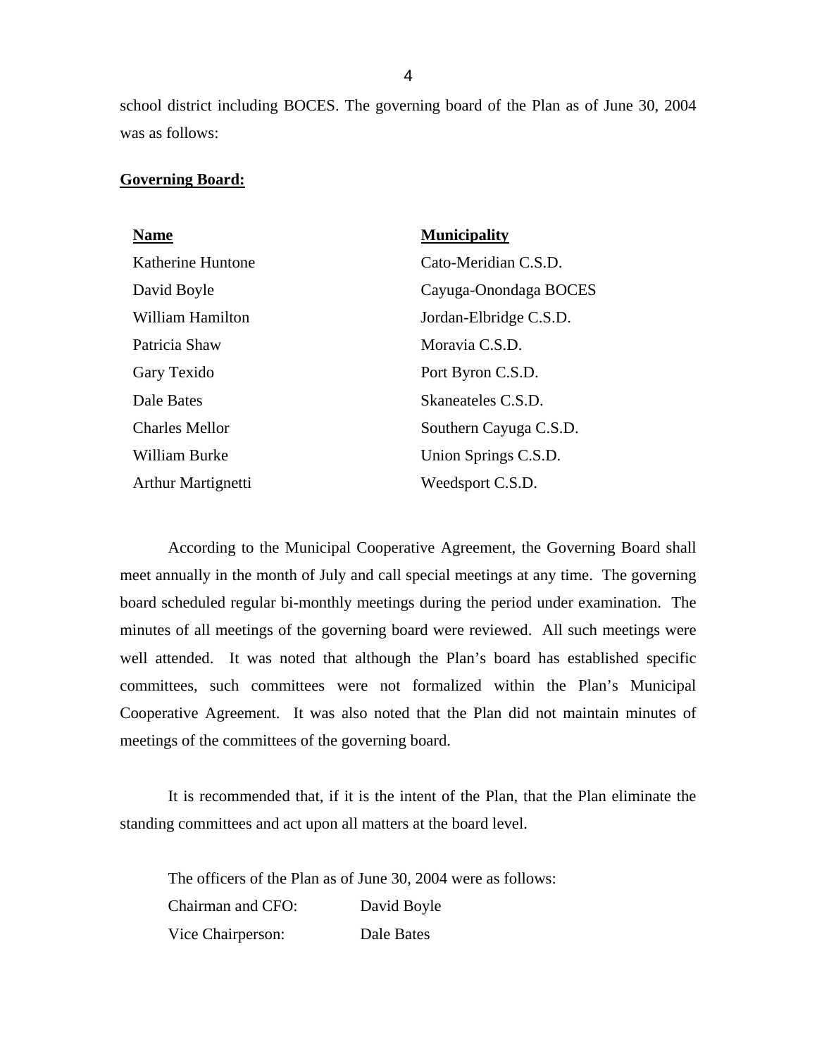school district including BOCES. The governing board of the Plan as of June 30, 2004 was as follows:

**Governing Board:**

| Name | Municipality |
| --- | --- |
| Katherine Huntone | Cato-Meridian C.S.D. |
| David Boyle | Cayuga-Onondaga BOCES |
| William Hamilton | Jordan-Elbridge C.S.D. |
| Patricia Shaw | Moravia C.S.D. |
| Gary Texido | Port Byron C.S.D. |
| Dale Bates | Skaneateles C.S.D. |
| Charles Mellor | Southern Cayuga C.S.D. |
| William Burke | Union Springs C.S.D. |
| Arthur Martignetti | Weedsport C.S.D. |

According to the Municipal Cooperative Agreement, the Governing Board shall meet annually in the month of July and call special meetings at any time. The governing board scheduled regular bi-monthly meetings during the period under examination. The minutes of all meetings of the governing board were reviewed. All such meetings were well attended. It was noted that although the Plan's board has established specific committees, such committees were not formalized within the Plan's Municipal Cooperative Agreement. It was also noted that the Plan did not maintain minutes of meetings of the committees of the governing board.

It is recommended that, if it is the intent of the Plan, that the Plan eliminate the standing committees and act upon all matters at the board level.

The officers of the Plan as of June 30, 2004 were as follows:

| | |
| --- | --- |
| Chairman and CFO: | David Boyle |
| Vice Chairperson: | Dale Bates |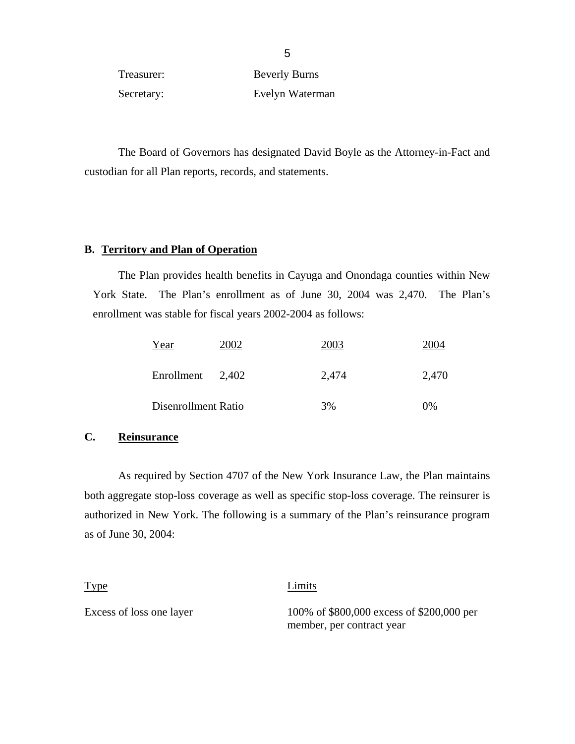| | |
|---|---|
| Treasurer: | Beverly Burns |
| Secretary: | Evelyn Waterman |

The Board of Governors has designated David Boyle as the Attorney-in-Fact and custodian for all Plan reports, records, and statements.

## B. Territory and Plan of Operation

The Plan provides health benefits in Cayuga and Onondaga counties within New York State. The Plan's enrollment as of June 30, 2004 was 2,470. The Plan's enrollment was stable for fiscal years 2002-2004 as follows:

| Year | 2002 | 2003 | 2004 |
|---|---|---|---|
| Enrollment | 2,402 | 2,474 | 2,470 |
| Disenrollment Ratio | | 3% | 0% |

## C. Reinsurance

As required by Section 4707 of the New York Insurance Law, the Plan maintains both aggregate stop-loss coverage as well as specific stop-loss coverage. The reinsurer is authorized in New York. The following is a summary of the Plan's reinsurance program as of June 30, 2004:

| Type | Limits |
|---|---|
| Excess of loss one layer | 100% of $800,000 excess of $200,000 per member, per contract year |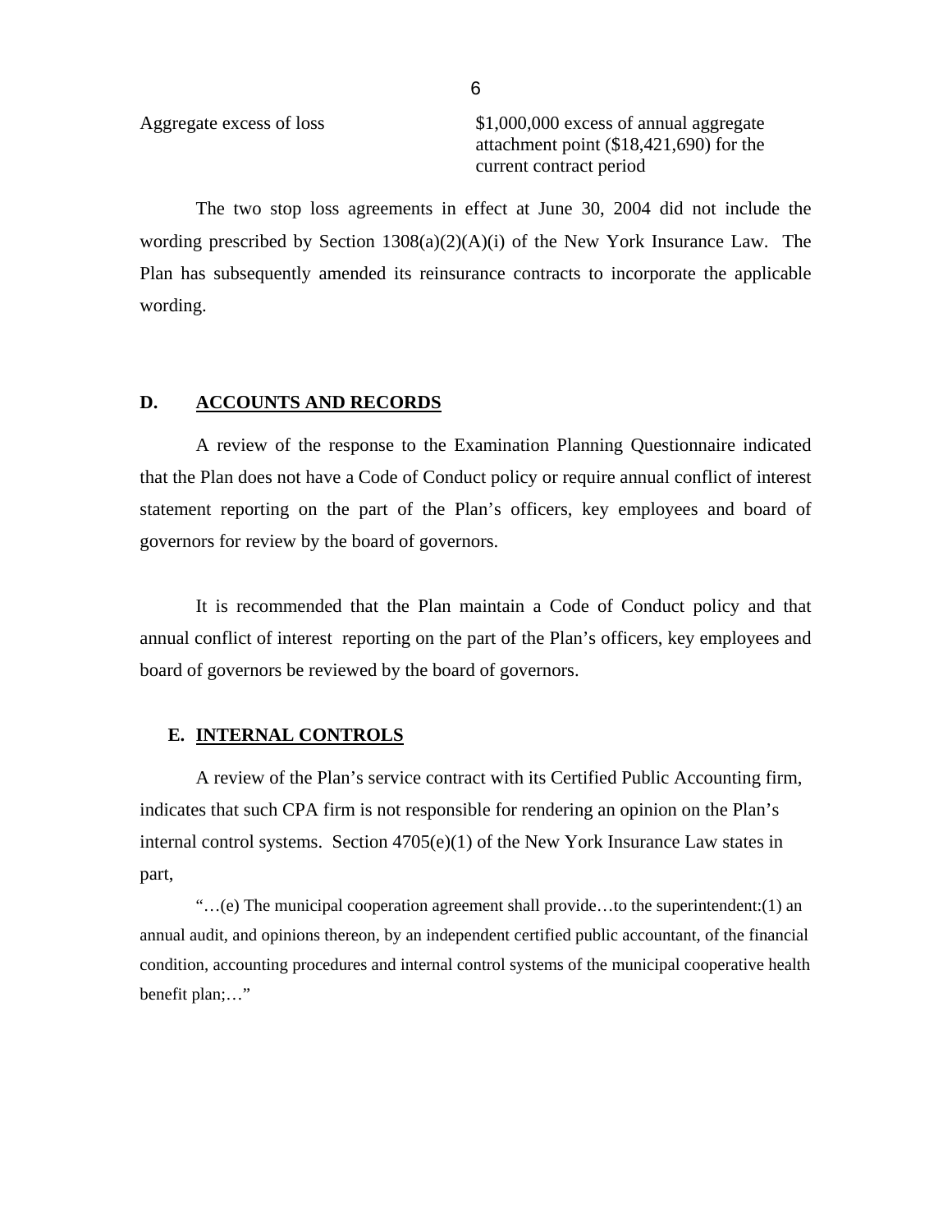| | |
|---|---|
| Aggregate excess of loss | $1,000,000 excess of annual aggregate attachment point ($18,421,690) for the current contract period |

The two stop loss agreements in effect at June 30, 2004 did not include the wording prescribed by Section 1308(a)(2)(A)(i) of the New York Insurance Law. The Plan has subsequently amended its reinsurance contracts to incorporate the applicable wording.

## D. ACCOUNTS AND RECORDS

A review of the response to the Examination Planning Questionnaire indicated that the Plan does not have a Code of Conduct policy or require annual conflict of interest statement reporting on the part of the Plan's officers, key employees and board of governors for review by the board of governors.

It is recommended that the Plan maintain a Code of Conduct policy and that annual conflict of interest reporting on the part of the Plan's officers, key employees and board of governors be reviewed by the board of governors.

## E. INTERNAL CONTROLS

A review of the Plan's service contract with its Certified Public Accounting firm, indicates that such CPA firm is not responsible for rendering an opinion on the Plan's internal control systems. Section 4705(e)(1) of the New York Insurance Law states in part,

> "…(e) The municipal cooperation agreement shall provide…to the superintendent:(1) an annual audit, and opinions thereon, by an independent certified public accountant, of the financial condition, accounting procedures and internal control systems of the municipal cooperative health benefit plan;…"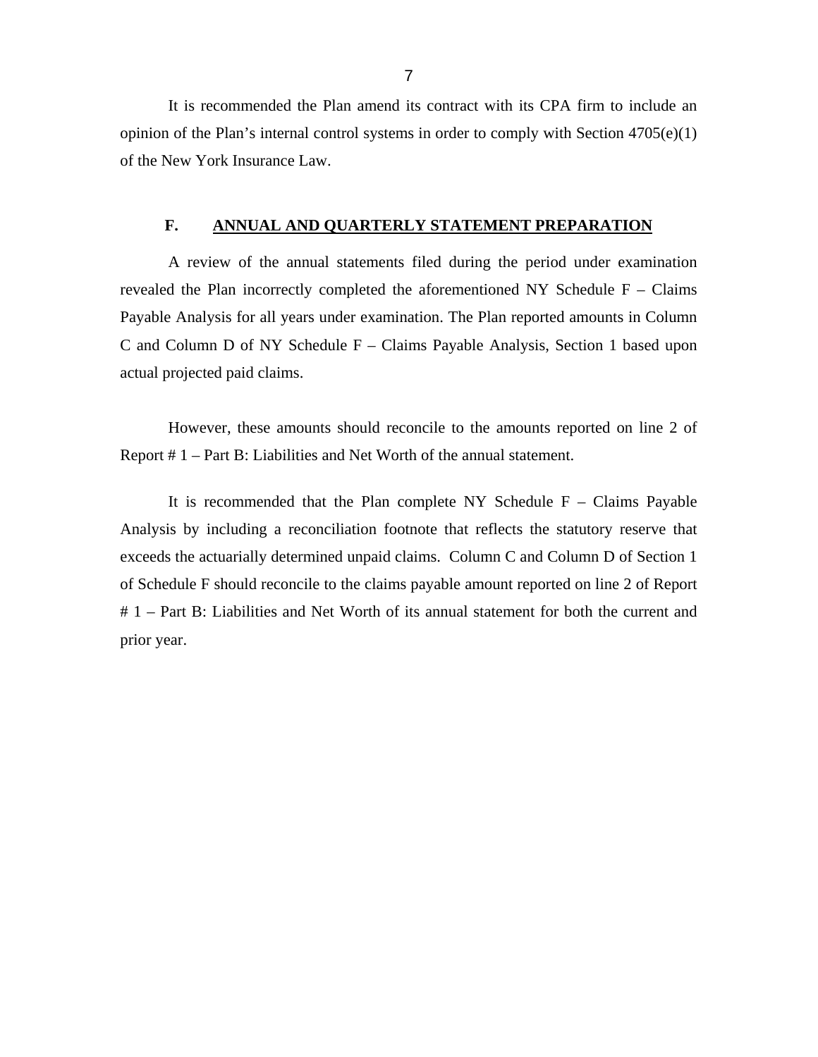It is recommended the Plan amend its contract with its CPA firm to include an opinion of the Plan's internal control systems in order to comply with Section 4705(e)(1) of the New York Insurance Law.

## F. ANNUAL AND QUARTERLY STATEMENT PREPARATION

A review of the annual statements filed during the period under examination revealed the Plan incorrectly completed the aforementioned NY Schedule F – Claims Payable Analysis for all years under examination. The Plan reported amounts in Column C and Column D of NY Schedule F – Claims Payable Analysis, Section 1 based upon actual projected paid claims.

However, these amounts should reconcile to the amounts reported on line 2 of Report # 1 – Part B: Liabilities and Net Worth of the annual statement.

It is recommended that the Plan complete NY Schedule F – Claims Payable Analysis by including a reconciliation footnote that reflects the statutory reserve that exceeds the actuarially determined unpaid claims. Column C and Column D of Section 1 of Schedule F should reconcile to the claims payable amount reported on line 2 of Report # 1 – Part B: Liabilities and Net Worth of its annual statement for both the current and prior year.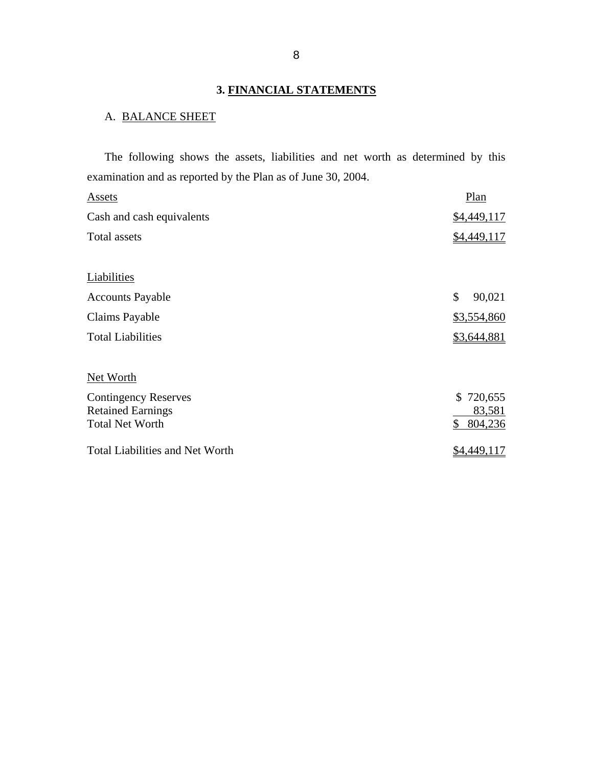## 3. **FINANCIAL STATEMENTS**

A. BALANCE SHEET

The following shows the assets, liabilities and net worth as determined by this examination and as reported by the Plan as of June 30, 2004.

| Assets | Plan |
|---|---|
| Cash and cash equivalents | $4,449,117 |
| Total assets | $4,449,117 |
| | |
| Liabilities | |
| Accounts Payable | $ 90,021 |
| Claims Payable | $3,554,860 |
| Total Liabilities | $3,644,881 |
| | |
| Net Worth | |
| Contingency Reserves | $ 720,655 |
| Retained Earnings | 83,581 |
| Total Net Worth | $ 804,236 |
| | |
| Total Liabilities and Net Worth | $4,449,117 |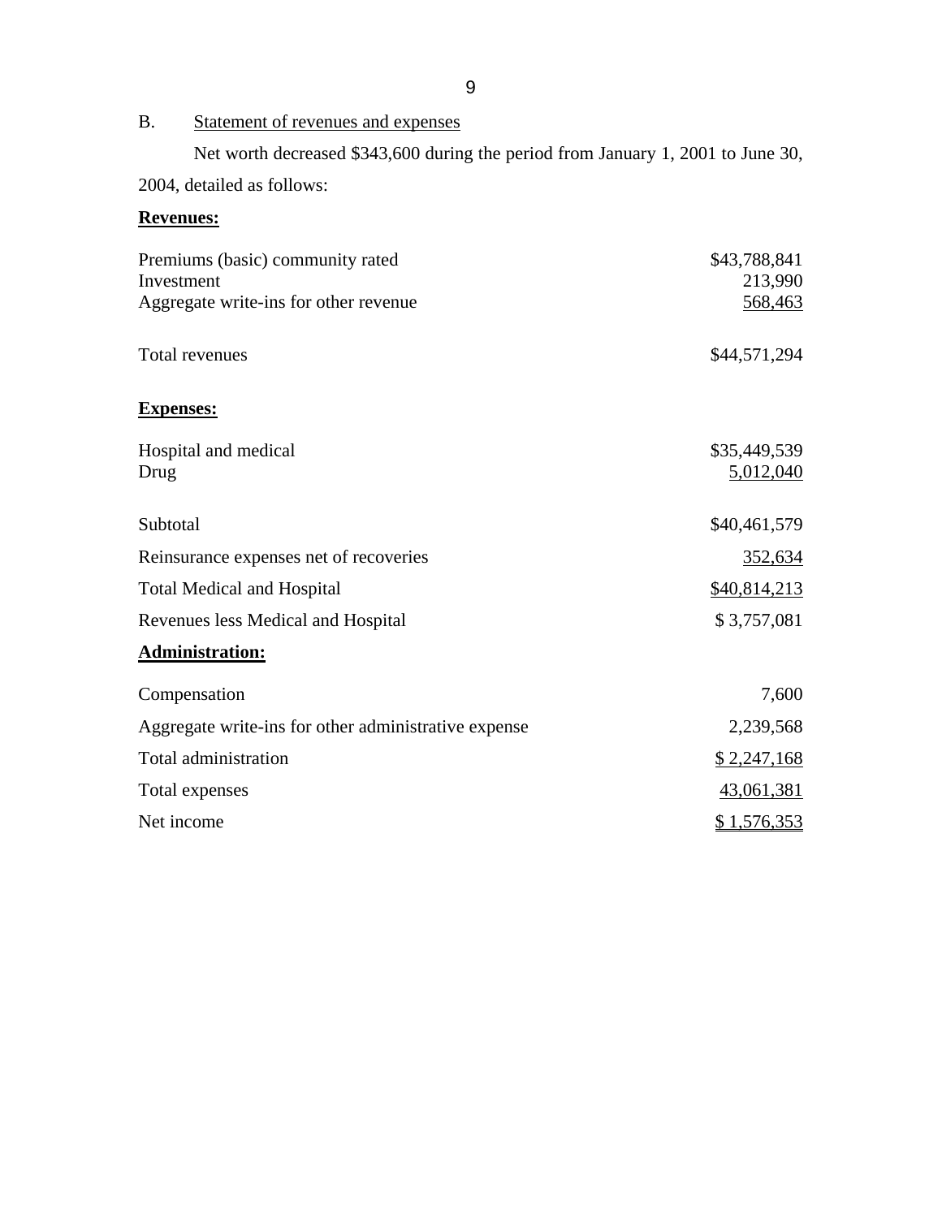B. Statement of revenues and expenses

Net worth decreased $343,600 during the period from January 1, 2001 to June 30, 2004, detailed as follows:

**Revenues:**

| | |
|---|---:|
| Premiums (basic) community rated | $43,788,841 |
| Investment | 213,990 |
| Aggregate write-ins for other revenue | 568,463 |
| Total revenues | $44,571,294 |

**Expenses:**

| | |
|---|---:|
| Hospital and medical | $35,449,539 |
| Drug | 5,012,040 |
| Subtotal | $40,461,579 |
| Reinsurance expenses net of recoveries | 352,634 |
| Total Medical and Hospital | $40,814,213 |
| Revenues less Medical and Hospital | $ 3,757,081 |

**Administration:**

| | |
|---|---:|
| Compensation | 7,600 |
| Aggregate write-ins for other administrative expense | 2,239,568 |
| Total administration | $ 2,247,168 |
| Total expenses | 43,061,381 |
| Net income | $ 1,576,353 |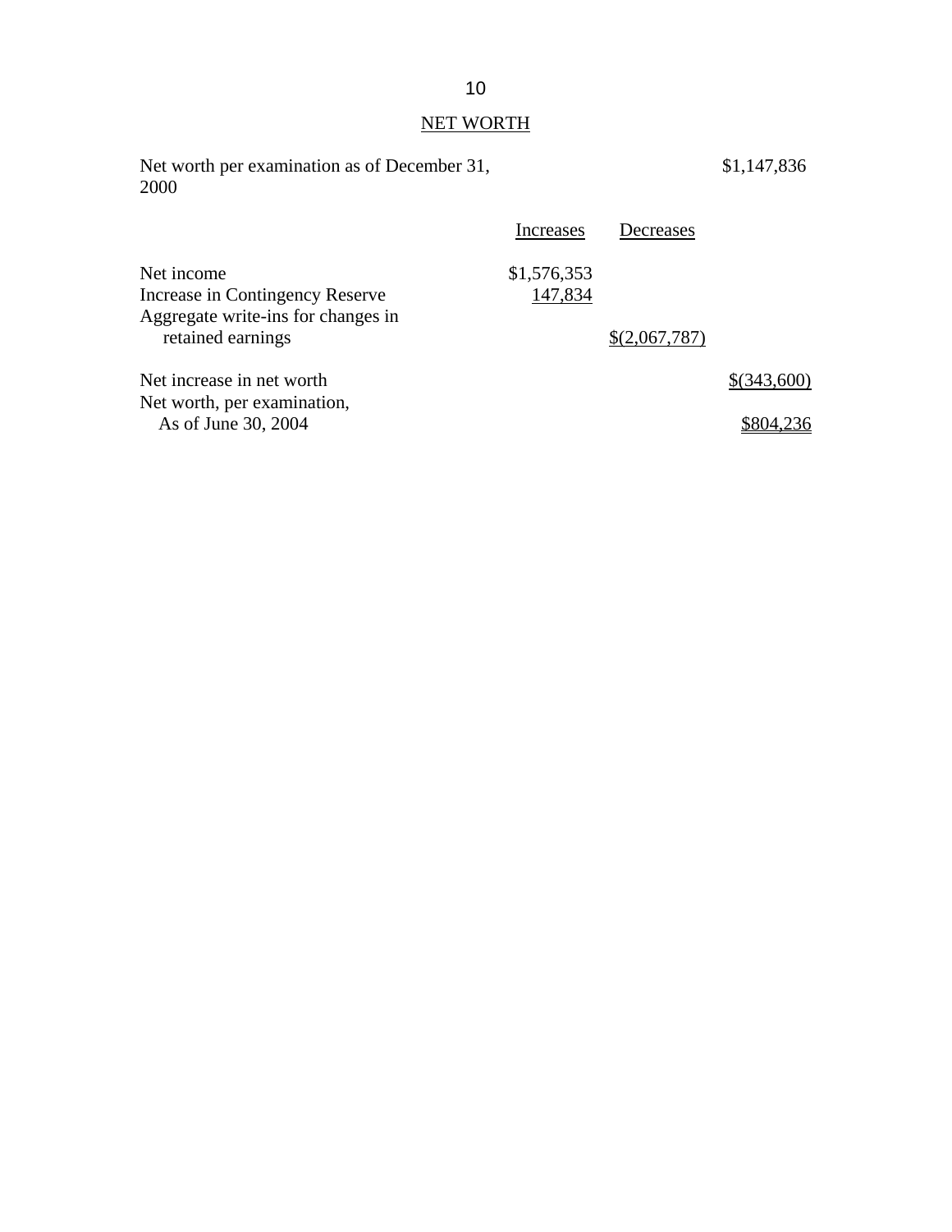## NET WORTH

| | Increases | Decreases | |
|---|---|---|---|
| Net worth per examination as of December 31, 2000 | | | $1,147,836 |
| Net income | $1,576,353 | | |
| Increase in Contingency Reserve | 147,834 | | |
| Aggregate write-ins for changes in retained earnings | | $(2,067,787) | |
| Net increase in net worth | | | $(343,600) |
| Net worth, per examination, As of June 30, 2004 | | | $804,236 |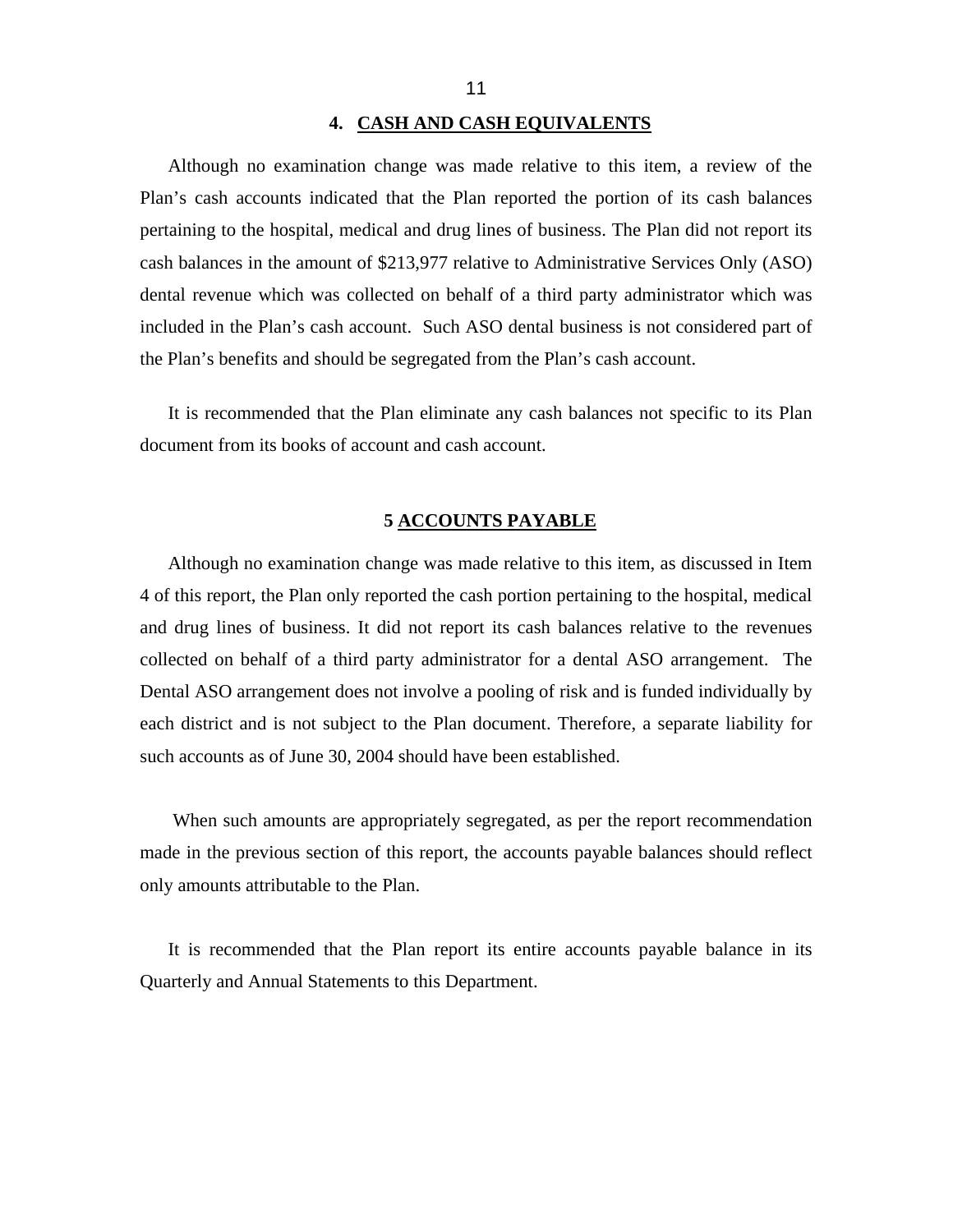## 4. CASH AND CASH EQUIVALENTS

Although no examination change was made relative to this item, a review of the Plan's cash accounts indicated that the Plan reported the portion of its cash balances pertaining to the hospital, medical and drug lines of business. The Plan did not report its cash balances in the amount of $213,977 relative to Administrative Services Only (ASO) dental revenue which was collected on behalf of a third party administrator which was included in the Plan's cash account. Such ASO dental business is not considered part of the Plan's benefits and should be segregated from the Plan's cash account.

It is recommended that the Plan eliminate any cash balances not specific to its Plan document from its books of account and cash account.

## 5 ACCOUNTS PAYABLE

Although no examination change was made relative to this item, as discussed in Item 4 of this report, the Plan only reported the cash portion pertaining to the hospital, medical and drug lines of business. It did not report its cash balances relative to the revenues collected on behalf of a third party administrator for a dental ASO arrangement. The Dental ASO arrangement does not involve a pooling of risk and is funded individually by each district and is not subject to the Plan document. Therefore, a separate liability for such accounts as of June 30, 2004 should have been established.

When such amounts are appropriately segregated, as per the report recommendation made in the previous section of this report, the accounts payable balances should reflect only amounts attributable to the Plan.

It is recommended that the Plan report its entire accounts payable balance in its Quarterly and Annual Statements to this Department.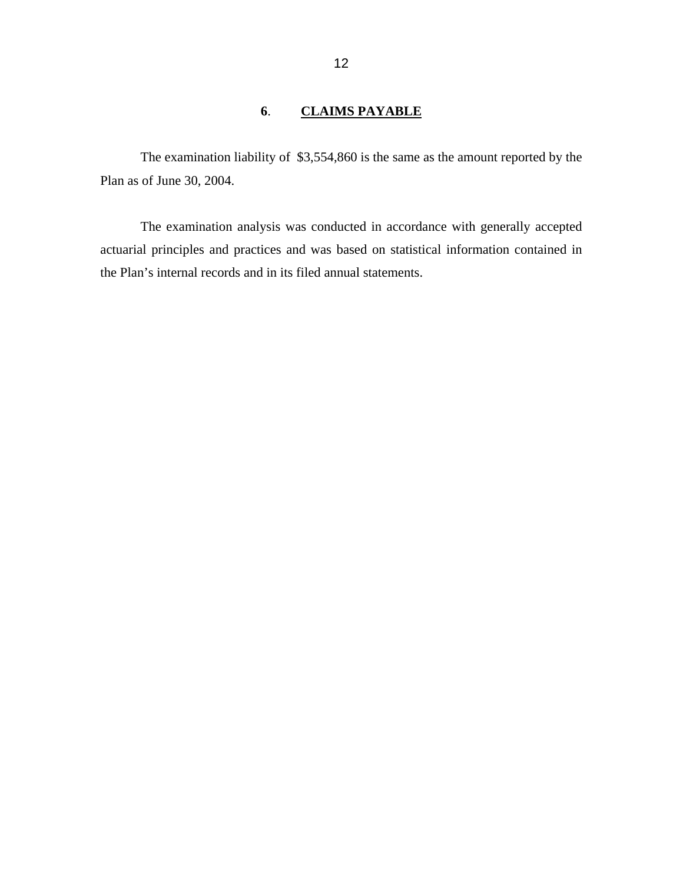## 6. CLAIMS PAYABLE

The examination liability of $3,554,860 is the same as the amount reported by the Plan as of June 30, 2004.

The examination analysis was conducted in accordance with generally accepted actuarial principles and practices and was based on statistical information contained in the Plan's internal records and in its filed annual statements.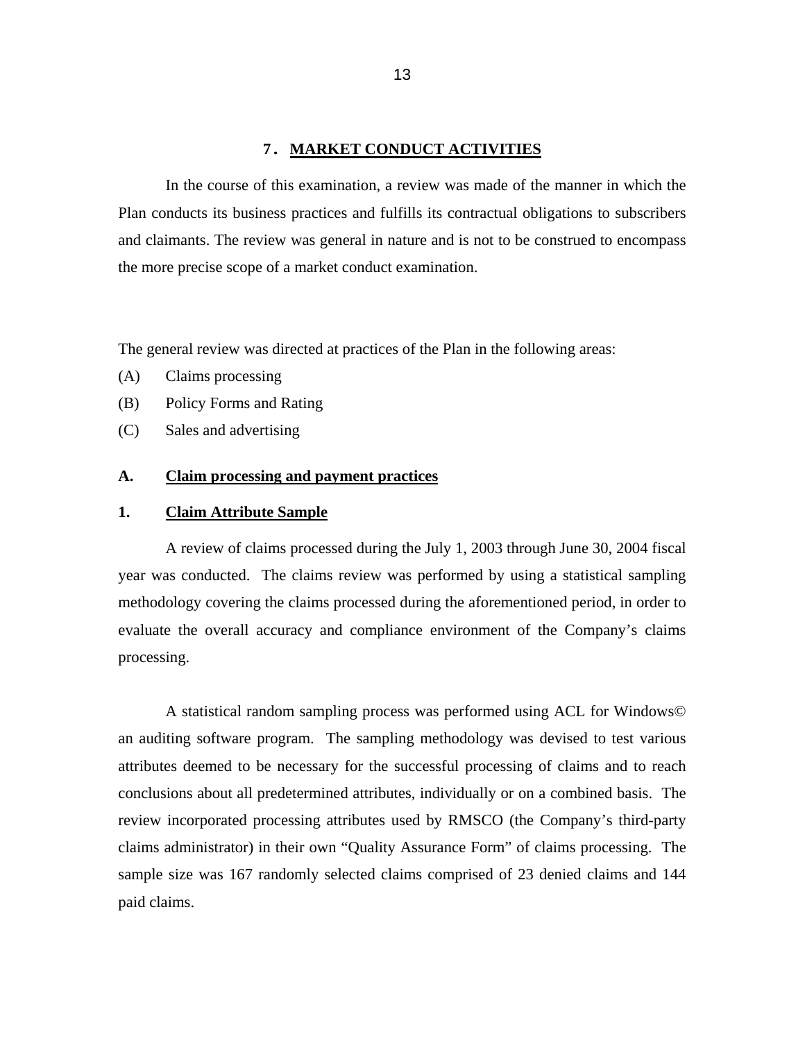## 7. MARKET CONDUCT ACTIVITIES

In the course of this examination, a review was made of the manner in which the Plan conducts its business practices and fulfills its contractual obligations to subscribers and claimants. The review was general in nature and is not to be construed to encompass the more precise scope of a market conduct examination.

The general review was directed at practices of the Plan in the following areas:

(A) Claims processing

(B) Policy Forms and Rating

(C) Sales and advertising

### A. Claim processing and payment practices

### 1. Claim Attribute Sample

A review of claims processed during the July 1, 2003 through June 30, 2004 fiscal year was conducted. The claims review was performed by using a statistical sampling methodology covering the claims processed during the aforementioned period, in order to evaluate the overall accuracy and compliance environment of the Company's claims processing.

A statistical random sampling process was performed using ACL for Windows© an auditing software program. The sampling methodology was devised to test various attributes deemed to be necessary for the successful processing of claims and to reach conclusions about all predetermined attributes, individually or on a combined basis. The review incorporated processing attributes used by RMSCO (the Company's third-party claims administrator) in their own "Quality Assurance Form" of claims processing. The sample size was 167 randomly selected claims comprised of 23 denied claims and 144 paid claims.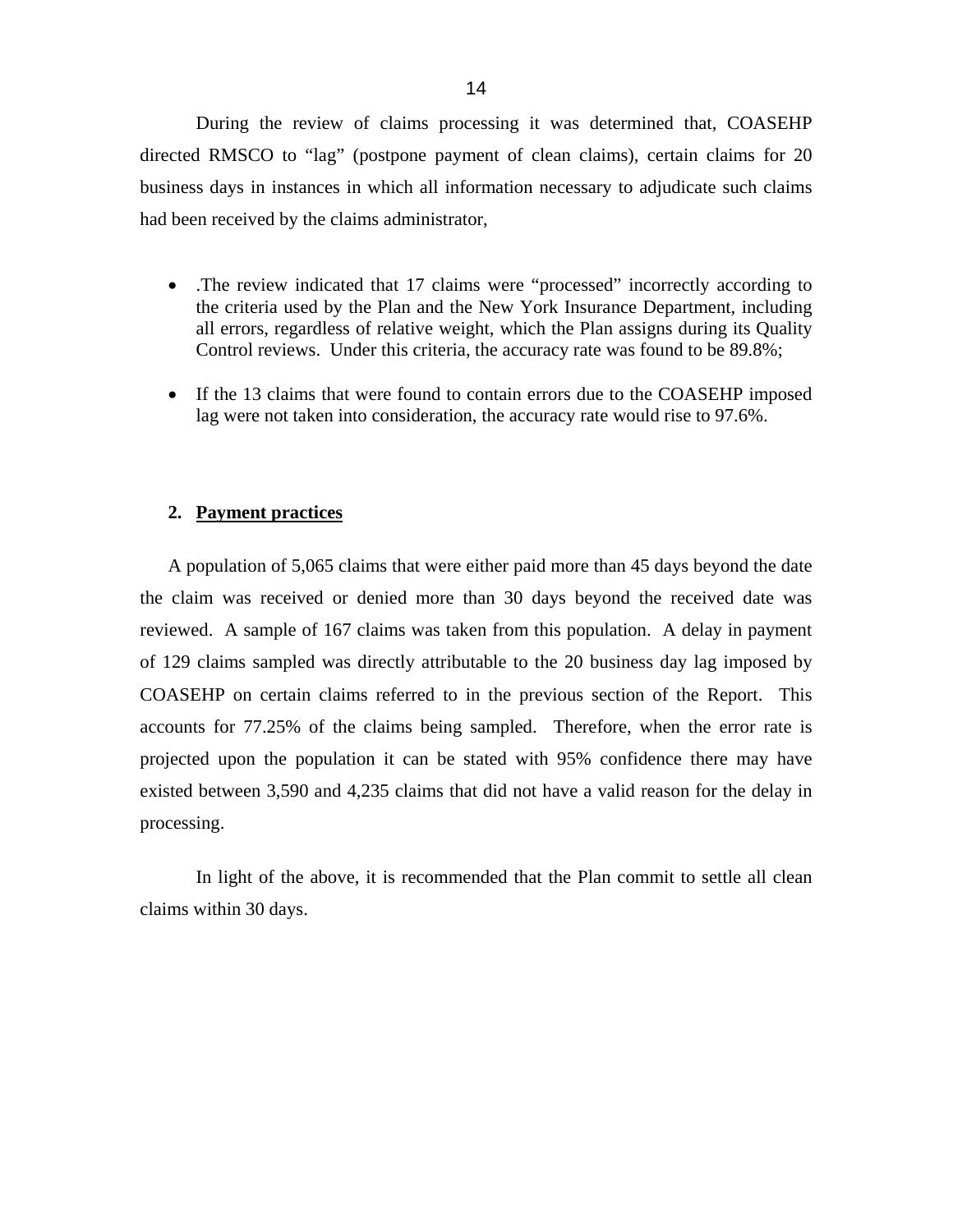During the review of claims processing it was determined that, COASEHP directed RMSCO to "lag" (postpone payment of clean claims), certain claims for 20 business days in instances in which all information necessary to adjudicate such claims had been received by the claims administrator,

- .The review indicated that 17 claims were "processed" incorrectly according to the criteria used by the Plan and the New York Insurance Department, including all errors, regardless of relative weight, which the Plan assigns during its Quality Control reviews. Under this criteria, the accuracy rate was found to be 89.8%;
- If the 13 claims that were found to contain errors due to the COASEHP imposed lag were not taken into consideration, the accuracy rate would rise to 97.6%.

## 2. Payment practices

A population of 5,065 claims that were either paid more than 45 days beyond the date the claim was received or denied more than 30 days beyond the received date was reviewed. A sample of 167 claims was taken from this population. A delay in payment of 129 claims sampled was directly attributable to the 20 business day lag imposed by COASEHP on certain claims referred to in the previous section of the Report. This accounts for 77.25% of the claims being sampled. Therefore, when the error rate is projected upon the population it can be stated with 95% confidence there may have existed between 3,590 and 4,235 claims that did not have a valid reason for the delay in processing.

In light of the above, it is recommended that the Plan commit to settle all clean claims within 30 days.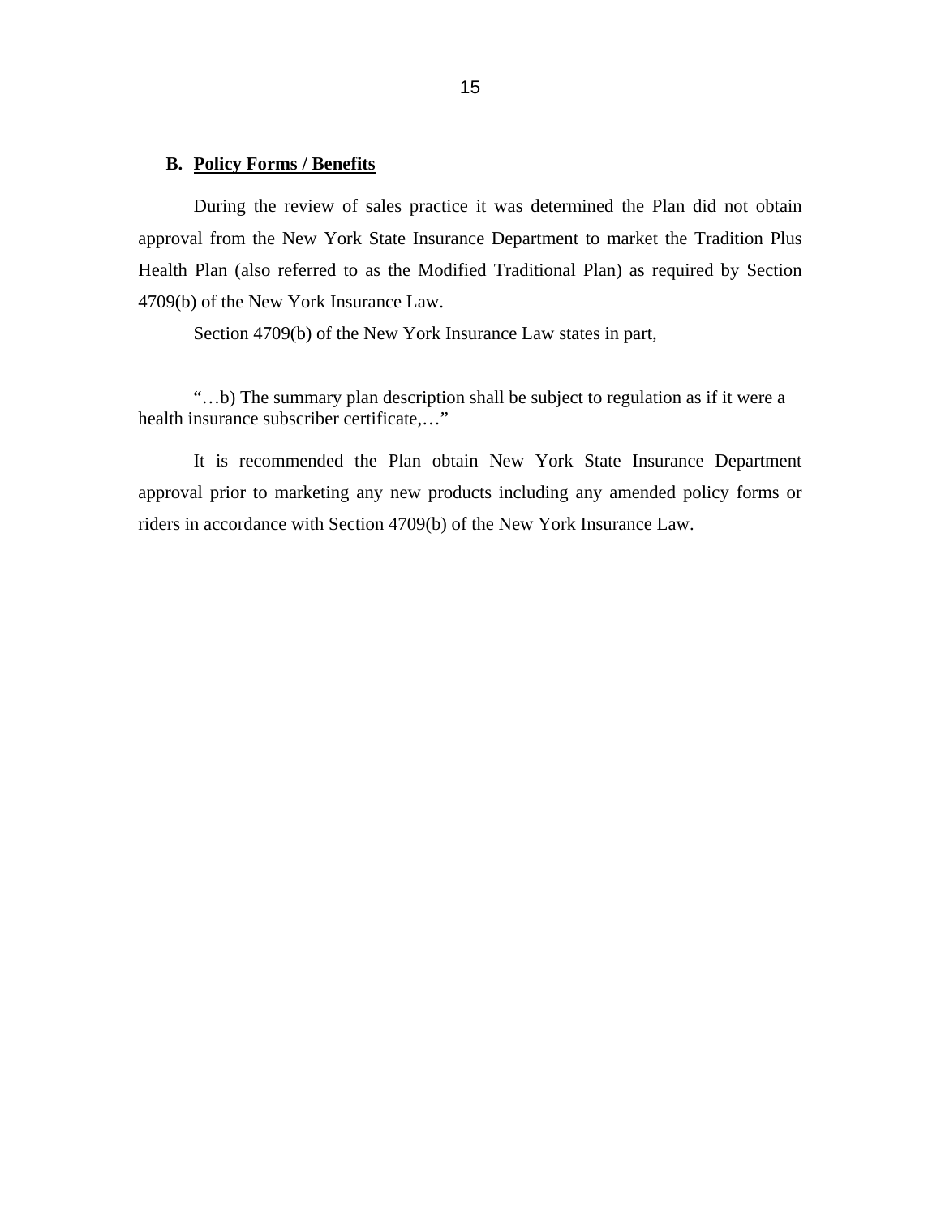## B. Policy Forms / Benefits

During the review of sales practice it was determined the Plan did not obtain approval from the New York State Insurance Department to market the Tradition Plus Health Plan (also referred to as the Modified Traditional Plan) as required by Section 4709(b) of the New York Insurance Law.

Section 4709(b) of the New York Insurance Law states in part,

"…b) The summary plan description shall be subject to regulation as if it were a health insurance subscriber certificate,…"

It is recommended the Plan obtain New York State Insurance Department approval prior to marketing any new products including any amended policy forms or riders in accordance with Section 4709(b) of the New York Insurance Law.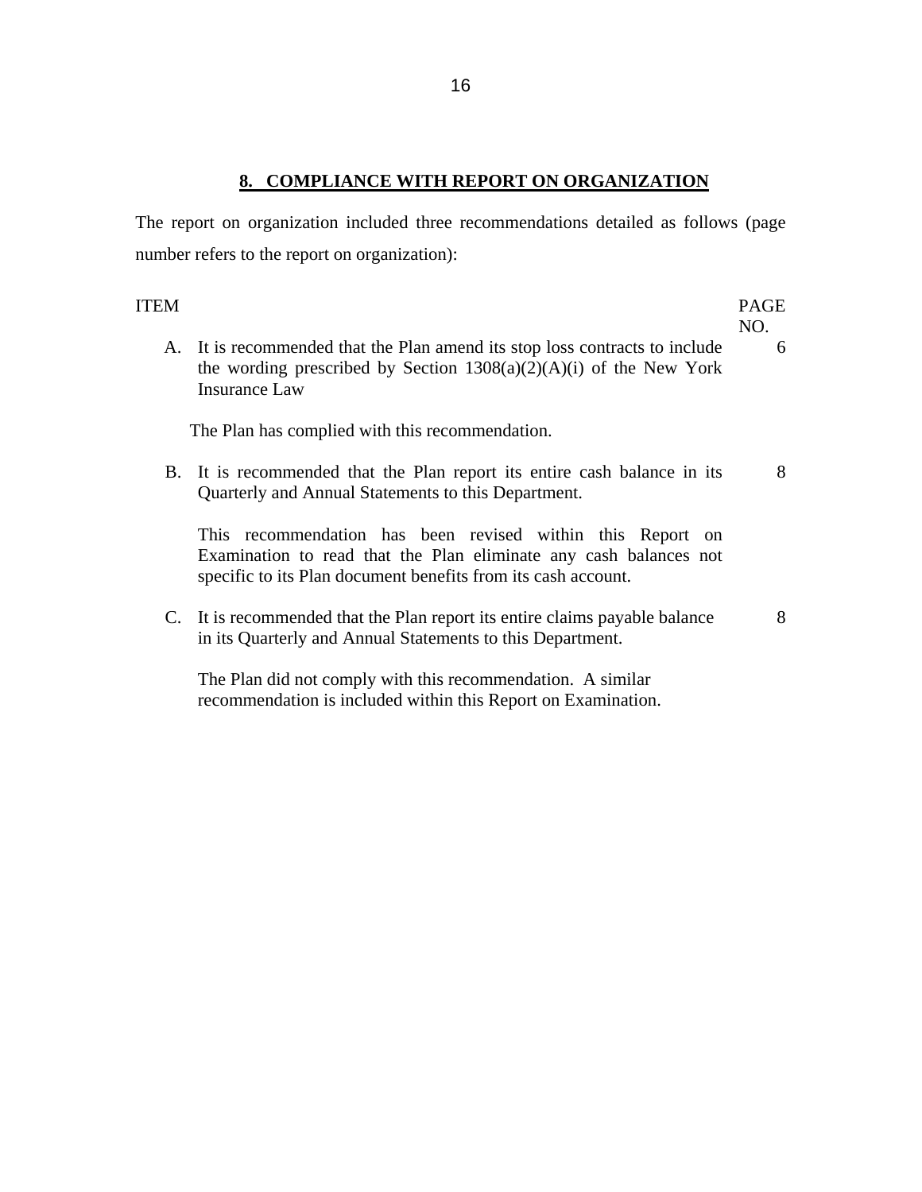## 8. COMPLIANCE WITH REPORT ON ORGANIZATION

The report on organization included three recommendations detailed as follows (page number refers to the report on organization):

| ITEM | | PAGE NO. |
|---|---|---|
| A. | It is recommended that the Plan amend its stop loss contracts to include the wording prescribed by Section 1308(a)(2)(A)(i) of the New York Insurance Law | 6 |
| | The Plan has complied with this recommendation. | |
| B. | It is recommended that the Plan report its entire cash balance in its Quarterly and Annual Statements to this Department. | 8 |
| | This recommendation has been revised within this Report on Examination to read that the Plan eliminate any cash balances not specific to its Plan document benefits from its cash account. | |
| C. | It is recommended that the Plan report its entire claims payable balance in its Quarterly and Annual Statements to this Department. | 8 |
| | The Plan did not comply with this recommendation. A similar recommendation is included within this Report on Examination. | |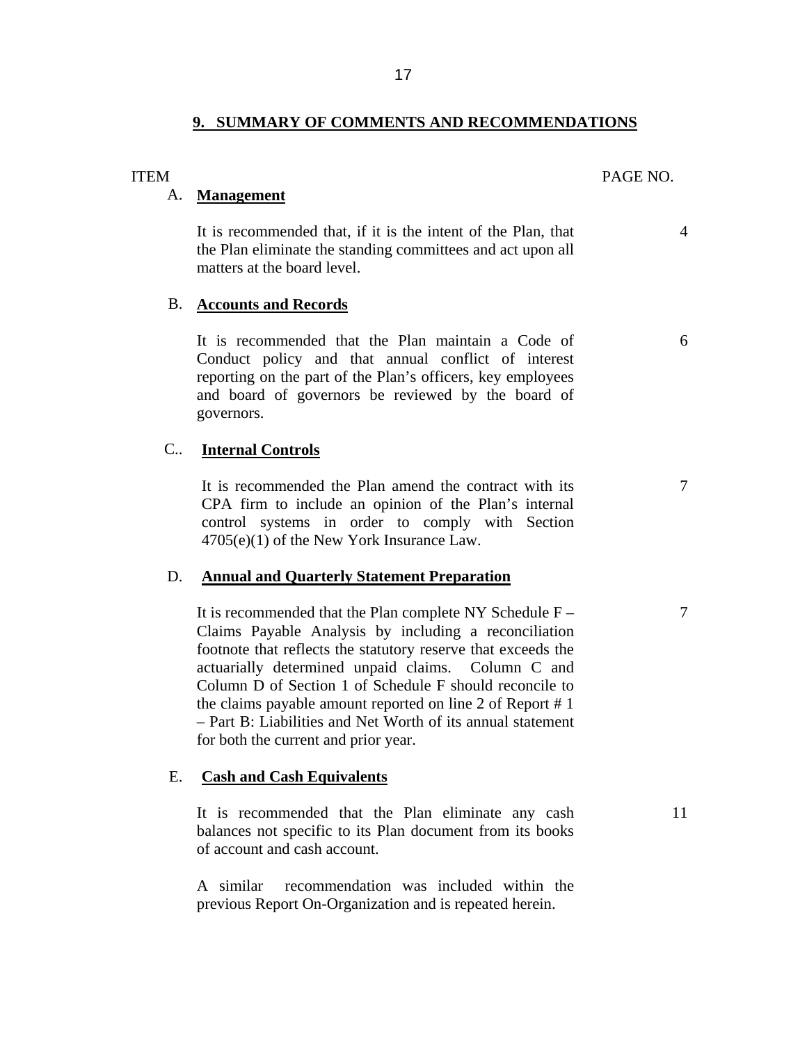## 9. SUMMARY OF COMMENTS AND RECOMMENDATIONS

| ITEM | | PAGE NO. |
|---|---|---|
| A. | **Management** | |
| | It is recommended that, if it is the intent of the Plan, that the Plan eliminate the standing committees and act upon all matters at the board level. | 4 |
| B. | **Accounts and Records** | |
| | It is recommended that the Plan maintain a Code of Conduct policy and that annual conflict of interest reporting on the part of the Plan's officers, key employees and board of governors be reviewed by the board of governors. | 6 |
| C.. | **Internal Controls** | |
| | It is recommended the Plan amend the contract with its CPA firm to include an opinion of the Plan's internal control systems in order to comply with Section 4705(e)(1) of the New York Insurance Law. | 7 |
| D. | **Annual and Quarterly Statement Preparation** | |
| | It is recommended that the Plan complete NY Schedule F – Claims Payable Analysis by including a reconciliation footnote that reflects the statutory reserve that exceeds the actuarially determined unpaid claims. Column C and Column D of Section 1 of Schedule F should reconcile to the claims payable amount reported on line 2 of Report # 1 – Part B: Liabilities and Net Worth of its annual statement for both the current and prior year. | 7 |
| E. | **Cash and Cash Equivalents** | |
| | It is recommended that the Plan eliminate any cash balances not specific to its Plan document from its books of account and cash account.<br><br>A similar recommendation was included within the previous Report On-Organization and is repeated herein. | 11 |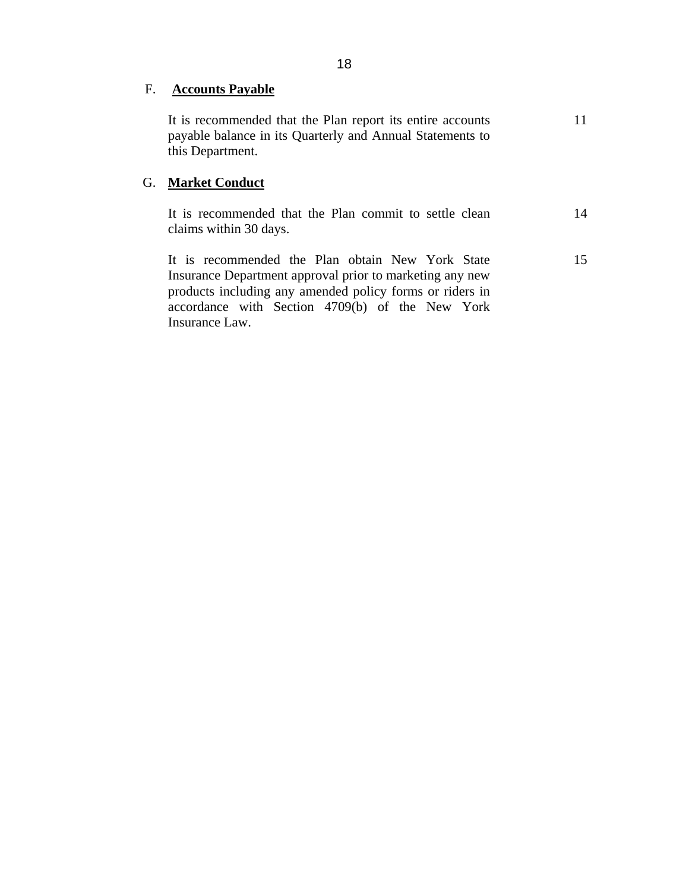F. **<u>Accounts Payable</u>**

| | |
|---|---|
| It is recommended that the Plan report its entire accounts payable balance in its Quarterly and Annual Statements to this Department. | 11 |

G. **<u>Market Conduct</u>**

| | |
|---|---|
| It is recommended that the Plan commit to settle clean claims within 30 days. | 14 |
| It is recommended the Plan obtain New York State Insurance Department approval prior to marketing any new products including any amended policy forms or riders in accordance with Section 4709(b) of the New York Insurance Law. | 15 |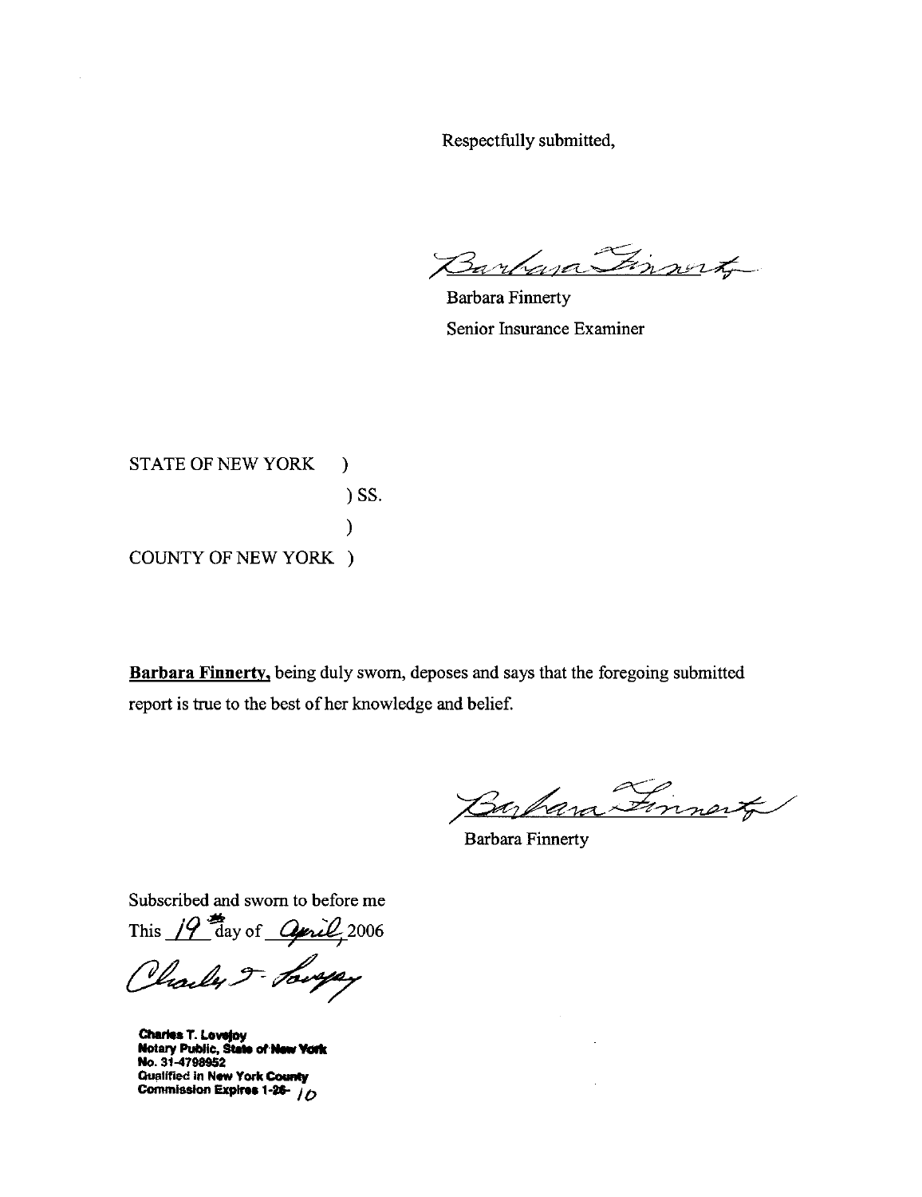Respectfully submitted,

*Barbara Finnerty*

Barbara Finnerty
Senior Insurance Examiner

STATE OF NEW YORK )
) SS.
)
COUNTY OF NEW YORK )

**Barbara Finnerty,** being duly sworn, deposes and says that the foregoing submitted report is true to the best of her knowledge and belief.

*Barbara Finnerty*

Barbara Finnerty

Subscribed and sworn to before me
This 19th day of April, 2006

*Charles T. Lovejoy*

**Charles T. Lovejoy**
**Notary Public, State of New York**
**No. 31-4798952**
**Qualified in New York County**
**Commission Expires 1-26-10**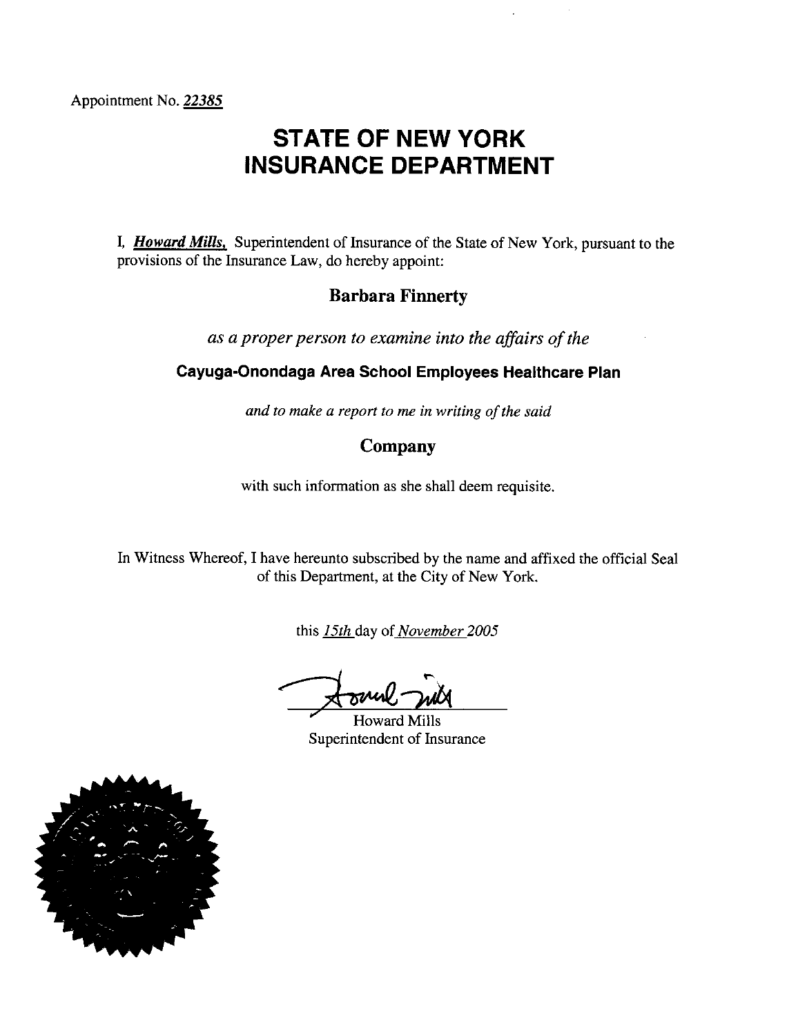Appointment No. *22385*

# STATE OF NEW YORK
# INSURANCE DEPARTMENT

I, ***Howard Mills,*** Superintendent of Insurance of the State of New York, pursuant to the provisions of the Insurance Law, do hereby appoint:

**Barbara Finnerty**

*as a proper person to examine into the affairs of the*

**Cayuga-Onondaga Area School Employees Healthcare Plan**

*and to make a report to me in writing of the said*

**Company**

with such information as she shall deem requisite.

In Witness Whereof, I have hereunto subscribed by the name and affixed the official Seal of this Department, at the City of New York.

this *15th* day of *November 2005*

Howard Mills
Superintendent of Insurance